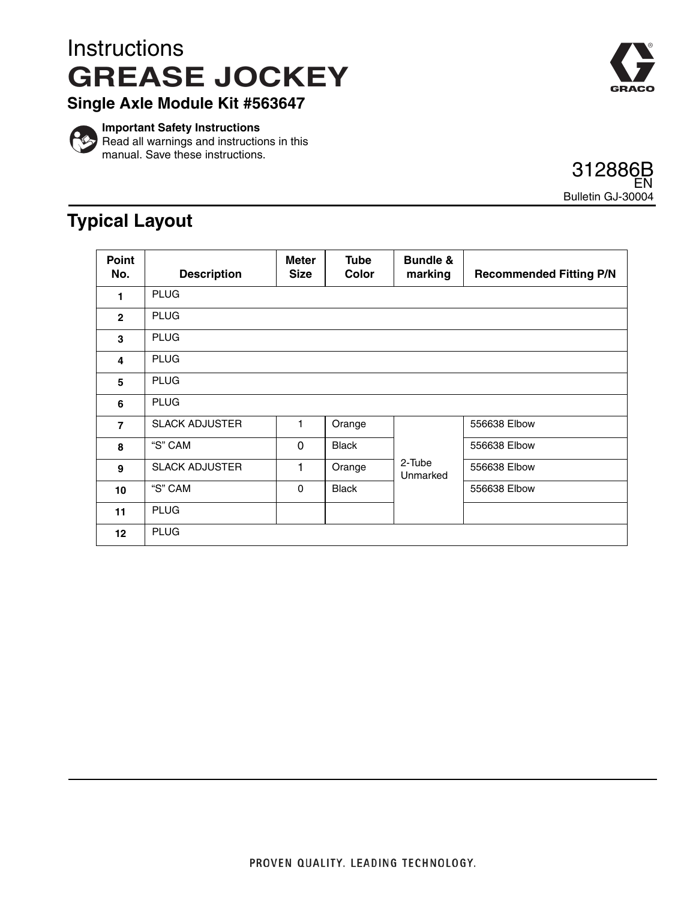Instructions

# GREASE JOCKEY

### Single Axle Module Kit #563647

**Important Safety Instructions**
Read all warnings and instructions in this manual. Save these instructions.

312886B
EN
Bulletin GJ-30004

## Typical Layout

| Point No. | Description | Meter Size | Tube Color | Bundle & marking | Recommended Fitting P/N |
|---|---|---|---|---|---|
| 1 | PLUG | | | | |
| 2 | PLUG | | | | |
| 3 | PLUG | | | | |
| 4 | PLUG | | | | |
| 5 | PLUG | | | | |
| 6 | PLUG | | | | |
| 7 | SLACK ADJUSTER | 1 | Orange | 2-Tube Unmarked | 556638 Elbow |
| 8 | “S” CAM | 0 | Black | | 556638 Elbow |
| 9 | SLACK ADJUSTER | 1 | Orange | | 556638 Elbow |
| 10 | “S” CAM | 0 | Black | | 556638 Elbow |
| 11 | PLUG | | | | |
| 12 | PLUG | | | | |

PROVEN QUALITY. LEADING TECHNOLOGY.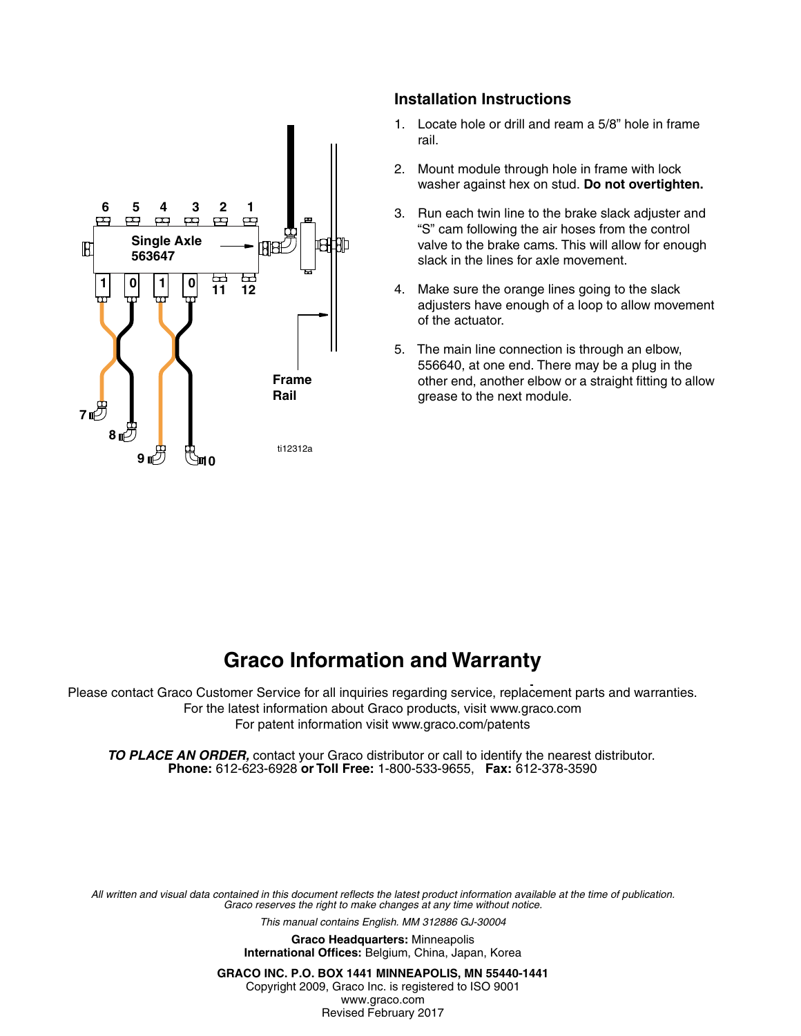6 5 4 3 2 1

Single Axle
563647

1 0 1 0 11 12

7

8

9

10

Frame
Rail

ti12312a

## Installation Instructions

1. Locate hole or drill and ream a 5/8" hole in frame rail.
2. Mount module through hole in frame with lock washer against hex on stud. **Do not overtighten.**
3. Run each twin line to the brake slack adjuster and "S" cam following the air hoses from the control valve to the brake cams. This will allow for enough slack in the lines for axle movement.
4. Make sure the orange lines going to the slack adjusters have enough of a loop to allow movement of the actuator.
5. The main line connection is through an elbow, 556640, at one end. There may be a plug in the other end, another elbow or a straight fitting to allow grease to the next module.

# Graco Information and Warranty

Please contact Graco Customer Service for all inquiries regarding service, replacement parts and warranties.
For the latest information about Graco products, visit www.graco.com
For patent information visit www.graco.com/patents

***TO PLACE AN ORDER,*** contact your Graco distributor or call to identify the nearest distributor.
**Phone:** 612-623-6928 **or Toll Free:** 1-800-533-9655, **Fax:** 612-378-3590

*All written and visual data contained in this document reflects the latest product information available at the time of publication. Graco reserves the right to make changes at any time without notice.*

*This manual contains English. MM 312886 GJ-30004*

**Graco Headquarters:** Minneapolis
**International Offices:** Belgium, China, Japan, Korea

**GRACO INC. P.O. BOX 1441 MINNEAPOLIS, MN 55440-1441**
Copyright 2009, Graco Inc. is registered to ISO 9001
www.graco.com
Revised February 2017